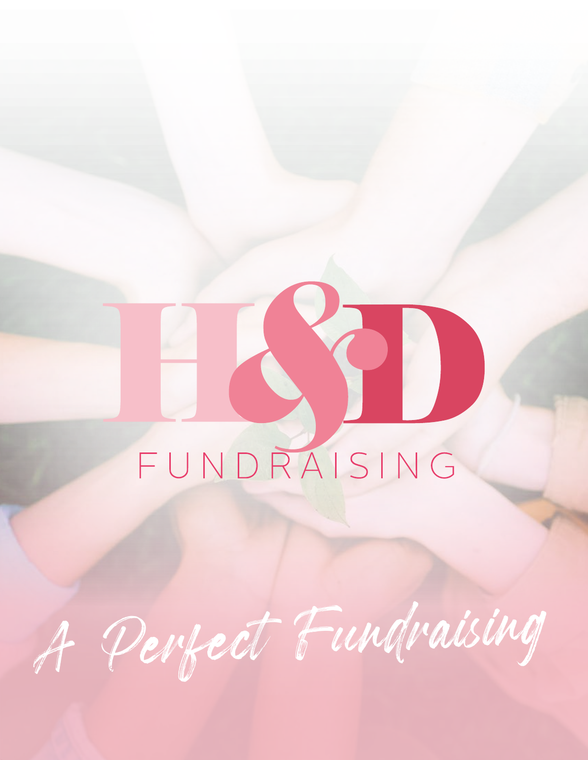# H&D

## FUNDRAISING

*A Perfect Fundraising*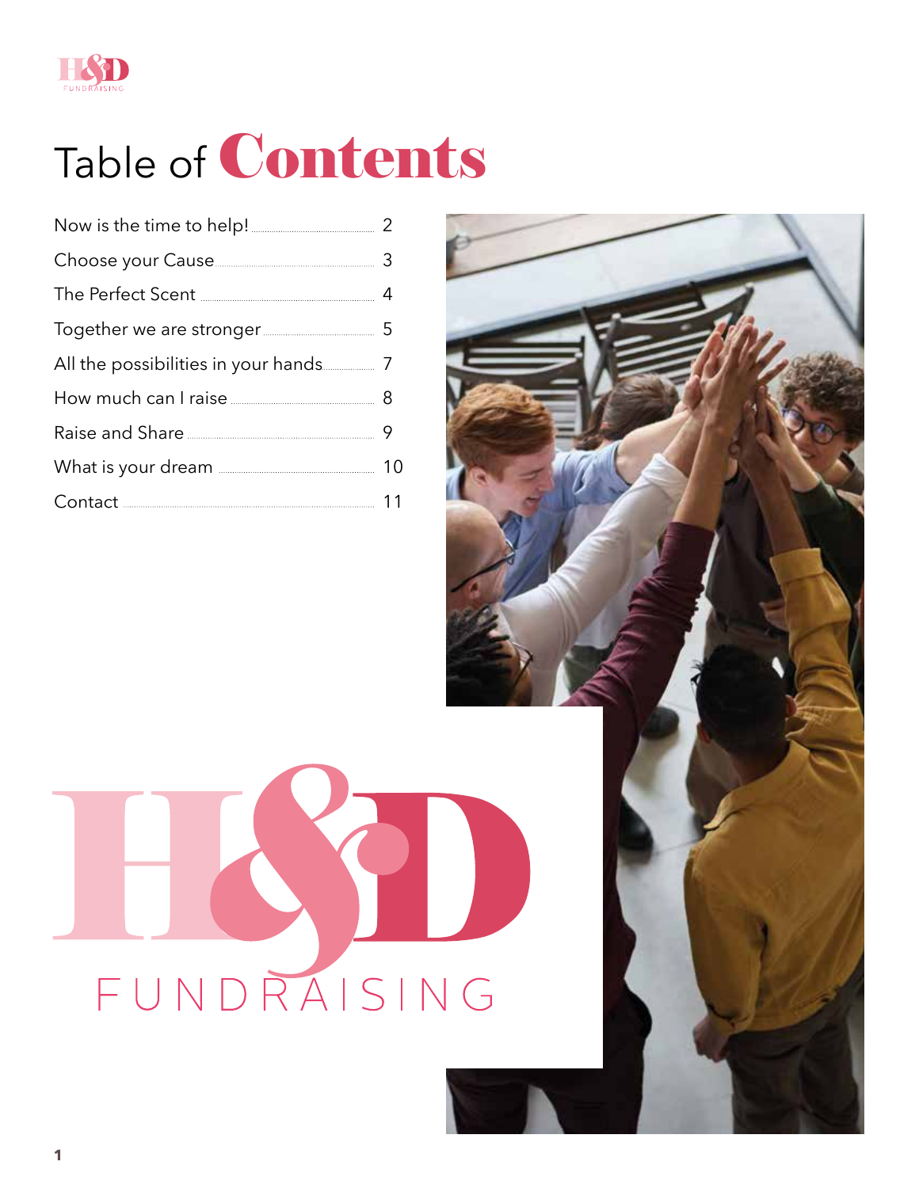# Table of Contents

| | |
|---|---|
| Now is the time to help! | 2 |
| Choose your Cause | 3 |
| The Perfect Scent | 4 |
| Together we are stronger | 5 |
| All the possibilities in your hands | 7 |
| How much can I raise | 8 |
| Raise and Share | 9 |
| What is your dream | 10 |
| Contact | 11 |

H&D FUNDRAISING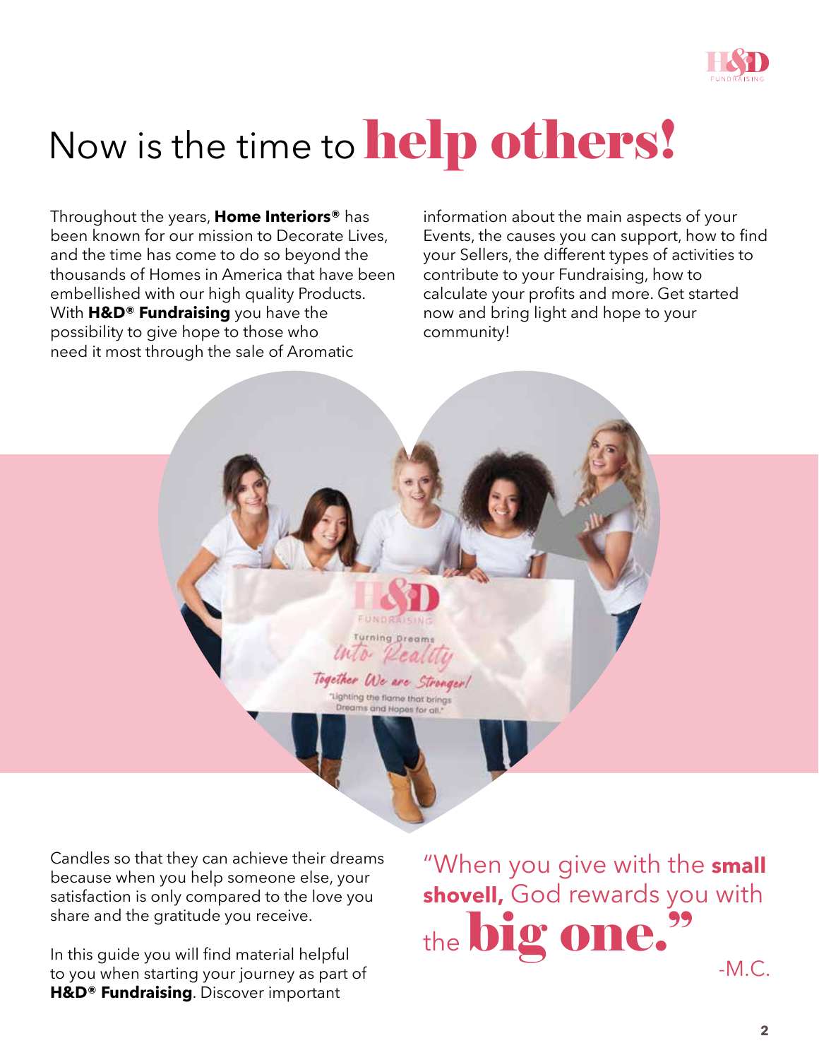# Now is the time to **help others!**

Throughout the years, **Home Interiors®** has been known for our mission to Decorate Lives, and the time has come to do so beyond the thousands of Homes in America that have been embellished with our high quality Products. With **H&D® Fundraising** you have the possibility to give hope to those who need it most through the sale of Aromatic Candles so that they can achieve their dreams because when you help someone else, your satisfaction is only compared to the love you share and the gratitude you receive.

In this guide you will find material helpful to you when starting your journey as part of **H&D® Fundraising**. Discover important information about the main aspects of your Events, the causes you can support, how to find your Sellers, the different types of activities to contribute to your Fundraising, how to calculate your profits and more. Get started now and bring light and hope to your community!

"When you give with the **small shovell,** God rewards you with the **big one.**"

-M.C.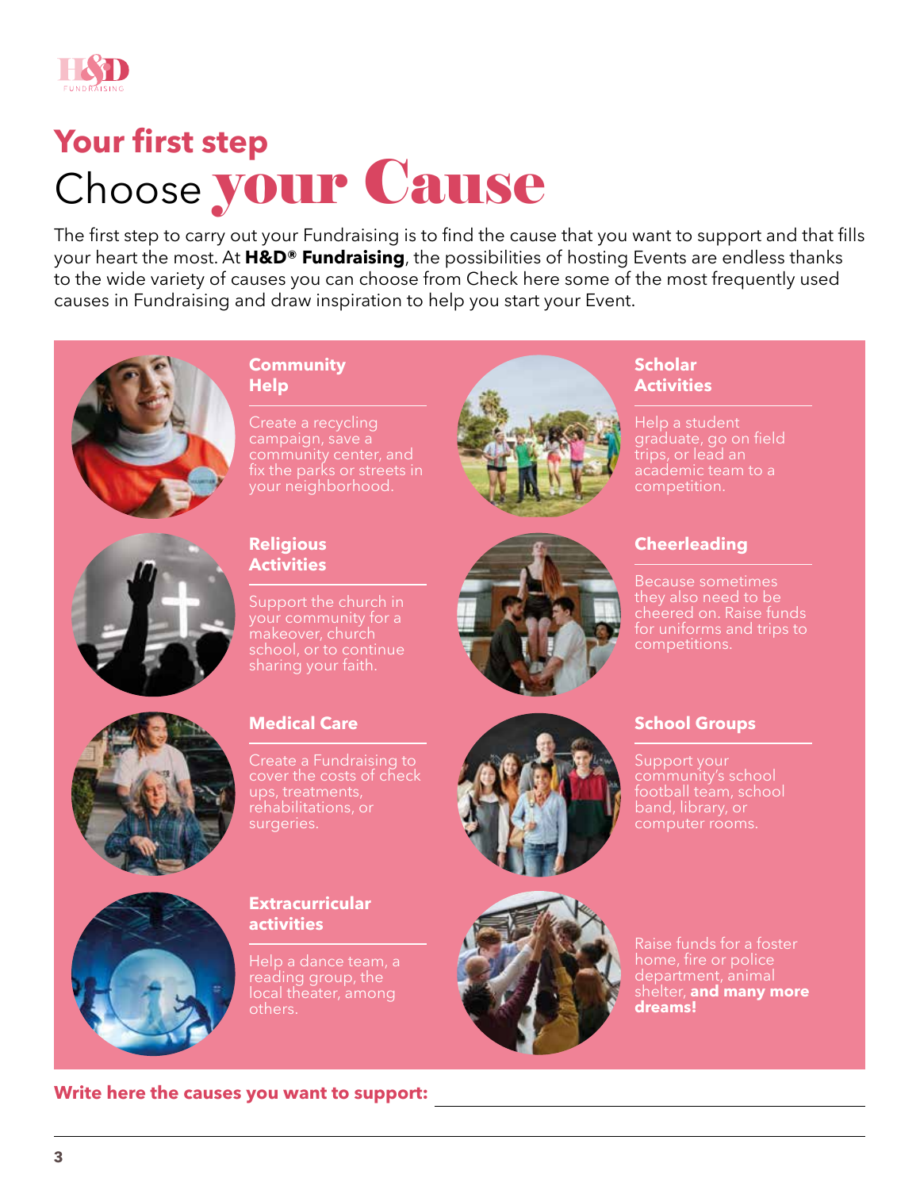## Your first step

# Choose your Cause

The first step to carry out your Fundraising is to find the cause that you want to support and that fills your heart the most. At **H&D® Fundraising**, the possibilities of hosting Events are endless thanks to the wide variety of causes you can choose from Check here some of the most frequently used causes in Fundraising and draw inspiration to help you start your Event.

### Community Help

Create a recycling campaign, save a community center, and fix the parks or streets in your neighborhood.

### Religious Activities

Support the church in your community for a makeover, church school, or to continue sharing your faith.

### Medical Care

Create a Fundraising to cover the costs of check ups, treatments, rehabilitations, or surgeries.

### Extracurricular activities

Help a dance team, a reading group, the local theater, among others.

### Scholar Activities

Help a student graduate, go on field trips, or lead an academic team to a competition.

### Cheerleading

Because sometimes they also need to be cheered on. Raise funds for uniforms and trips to competitions.

### School Groups

Support your community's school football team, school band, library, or computer rooms.

Raise funds for a foster home, fire or police department, animal shelter, **and many more dreams!**

**Write here the causes you want to support:** ______________________________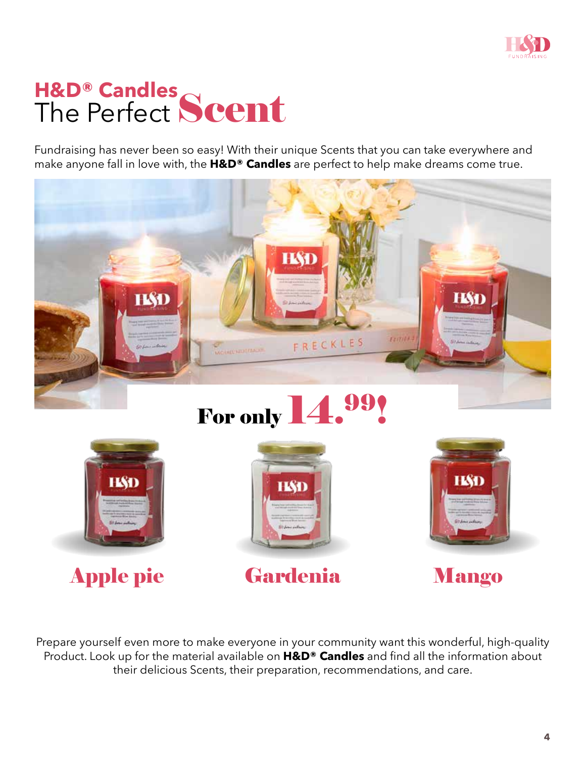# H&D® Candles
# The Perfect Scent

Fundraising has never been so easy! With their unique Scents that you can take everywhere and make anyone fall in love with, the **H&D® Candles** are perfect to help make dreams come true.

## For only 14.99!

**Apple pie**

**Gardenia**

**Mango**

Prepare yourself even more to make everyone in your community want this wonderful, high-quality Product. Look up for the material available on **H&D® Candles** and find all the information about their delicious Scents, their preparation, recommendations, and care.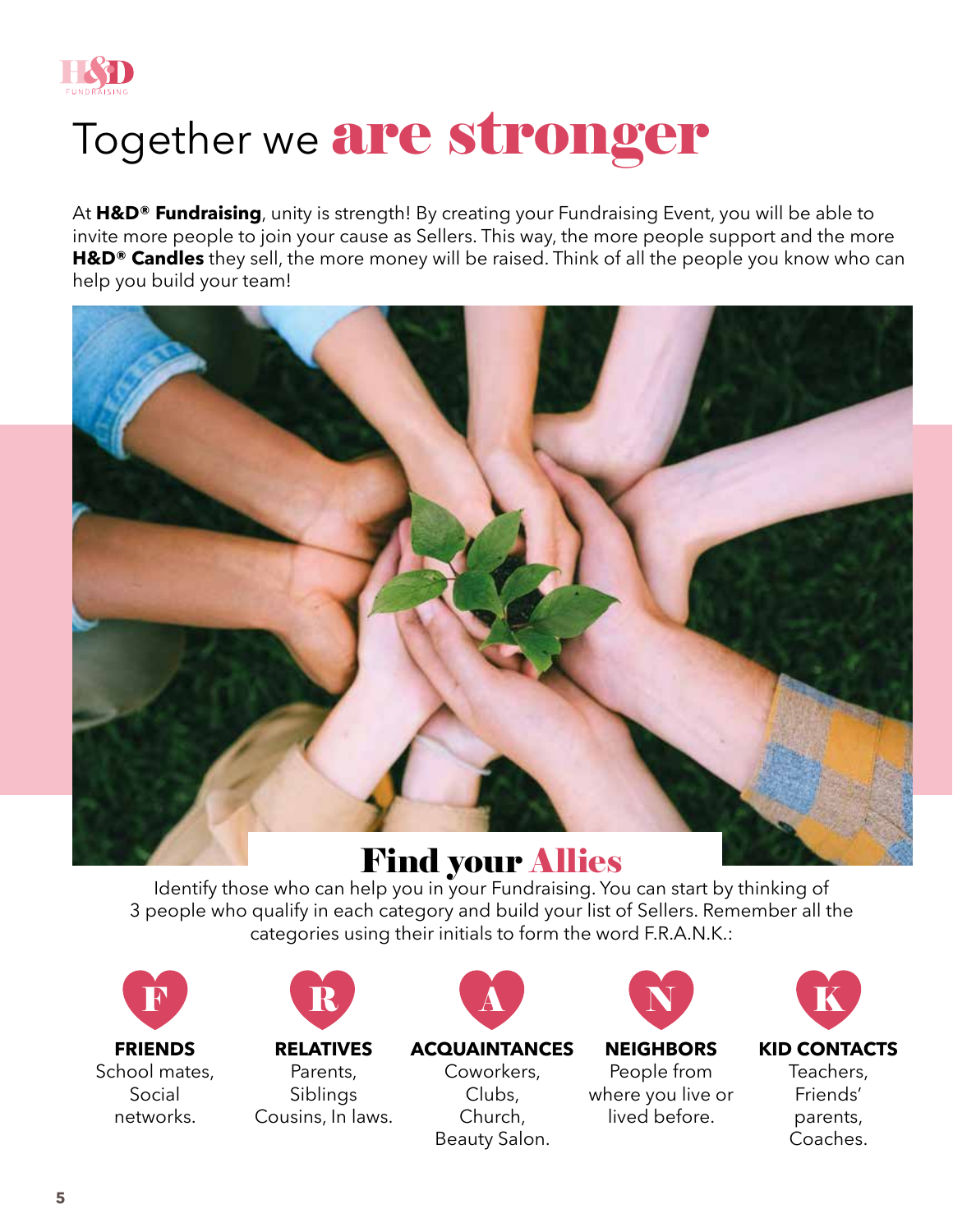# Together we are stronger

At **H&D® Fundraising**, unity is strength! By creating your Fundraising Event, you will be able to invite more people to join your cause as Sellers. This way, the more people support and the more **H&D® Candles** they sell, the more money will be raised. Think of all the people you know who can help you build your team!

## Find your Allies

Identify those who can help you in your Fundraising. You can start by thinking of 3 people who qualify in each category and build your list of Sellers. Remember all the categories using their initials to form the word F.R.A.N.K.:

**F – FRIENDS**
School mates, Social networks.

**R – RELATIVES**
Parents, Siblings Cousins, In laws.

**A – ACQUAINTANCES**
Coworkers, Clubs, Church, Beauty Salon.

**N – NEIGHBORS**
People from where you live or lived before.

**K – KID CONTACTS**
Teachers, Friends' parents, Coaches.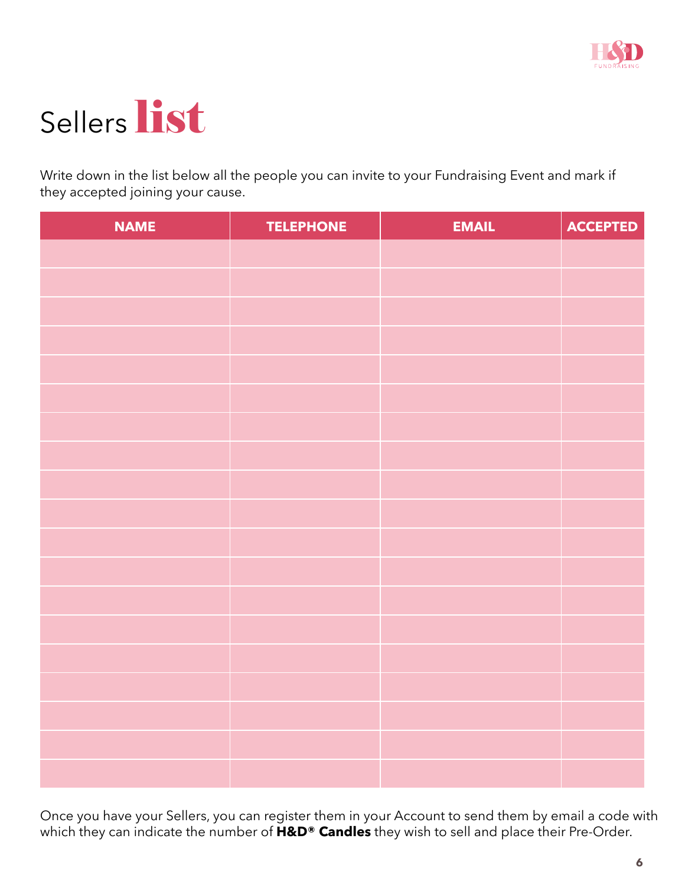# Sellers **list**

Write down in the list below all the people you can invite to your Fundraising Event and mark if they accepted joining your cause.

| NAME | TELEPHONE | EMAIL | ACCEPTED |
|---|---|---|---|
| | | | |
| | | | |
| | | | |
| | | | |
| | | | |
| | | | |
| | | | |
| | | | |
| | | | |
| | | | |
| | | | |
| | | | |
| | | | |
| | | | |
| | | | |
| | | | |
| | | | |
| | | | |
| | | | |

Once you have your Sellers, you can register them in your Account to send them by email a code with which they can indicate the number of **H&D® Candles** they wish to sell and place their Pre-Order.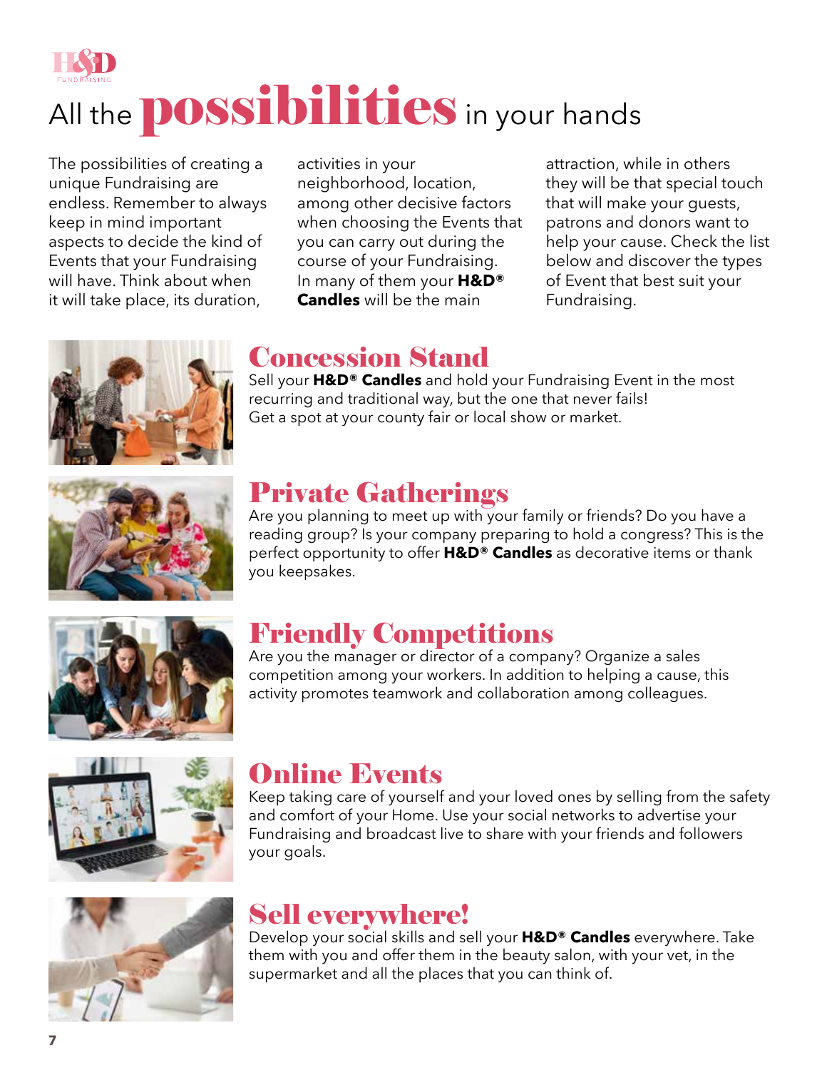# All the possibilities in your hands

The possibilities of creating a unique Fundraising are endless. Remember to always keep in mind important aspects to decide the kind of Events that your Fundraising will have. Think about when it will take place, its duration, activities in your neighborhood, location, among other decisive factors when choosing the Events that you can carry out during the course of your Fundraising. In many of them your **H&D® Candles** will be the main attraction, while in others they will be that special touch that will make your guests, patrons and donors want to help your cause. Check the list below and discover the types of Event that best suit your Fundraising.

## Concession Stand

Sell your **H&D® Candles** and hold your Fundraising Event in the most recurring and traditional way, but the one that never fails! Get a spot at your county fair or local show or market.

## Private Gatherings

Are you planning to meet up with your family or friends? Do you have a reading group? Is your company preparing to hold a congress? This is the perfect opportunity to offer **H&D® Candles** as decorative items or thank you keepsakes.

## Friendly Competitions

Are you the manager or director of a company? Organize a sales competition among your workers. In addition to helping a cause, this activity promotes teamwork and collaboration among colleagues.

## Online Events

Keep taking care of yourself and your loved ones by selling from the safety and comfort of your Home. Use your social networks to advertise your Fundraising and broadcast live to share with your friends and followers your goals.

## Sell everywhere!

Develop your social skills and sell your **H&D® Candles** everywhere. Take them with you and offer them in the beauty salon, with your vet, in the supermarket and all the places that you can think of.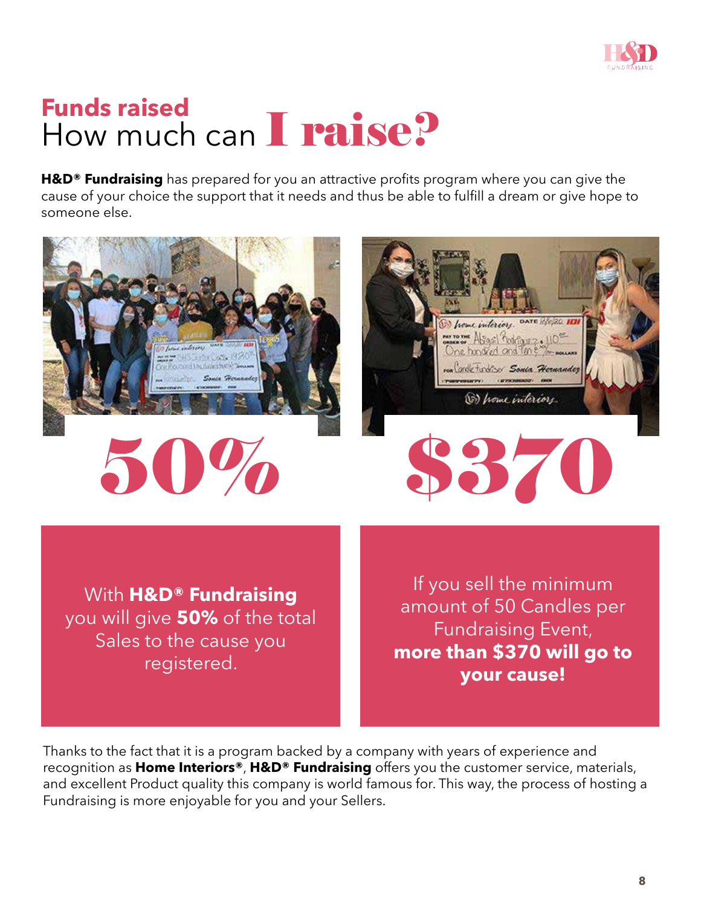## Funds raised

# How much can I raise?

**H&D® Fundraising** has prepared for you an attractive profits program where you can give the cause of your choice the support that it needs and thus be able to fulfill a dream or give hope to someone else.

**50%**

With **H&D® Fundraising** you will give **50%** of the total Sales to the cause you registered.

**$370**

If you sell the minimum amount of 50 Candles per Fundraising Event, **more than $370 will go to your cause!**

Thanks to the fact that it is a program backed by a company with years of experience and recognition as **Home Interiors®**, **H&D® Fundraising** offers you the customer service, materials, and excellent Product quality this company is world famous for. This way, the process of hosting a Fundraising is more enjoyable for you and your Sellers.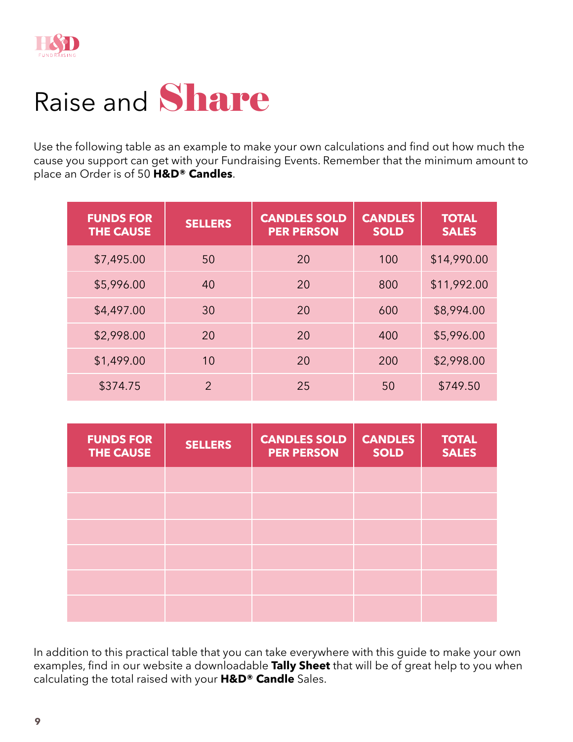# Raise and Share

Use the following table as an example to make your own calculations and find out how much the cause you support can get with your Fundraising Events. Remember that the minimum amount to place an Order is of 50 **H&D® Candles**.

| FUNDS FOR THE CAUSE | SELLERS | CANDLES SOLD PER PERSON | CANDLES SOLD | TOTAL SALES |
|---|---|---|---|---|
| $7,495.00 | 50 | 20 | 100 | $14,990.00 |
| $5,996.00 | 40 | 20 | 800 | $11,992.00 |
| $4,497.00 | 30 | 20 | 600 | $8,994.00 |
| $2,998.00 | 20 | 20 | 400 | $5,996.00 |
| $1,499.00 | 10 | 20 | 200 | $2,998.00 |
| $374.75 | 2 | 25 | 50 | $749.50 |

| FUNDS FOR THE CAUSE | SELLERS | CANDLES SOLD PER PERSON | CANDLES SOLD | TOTAL SALES |
|---|---|---|---|---|
| | | | | |
| | | | | |
| | | | | |
| | | | | |
| | | | | |
| | | | | |

In addition to this practical table that you can take everywhere with this guide to make your own examples, find in our website a downloadable **Tally Sheet** that will be of great help to you when calculating the total raised with your **H&D® Candle** Sales.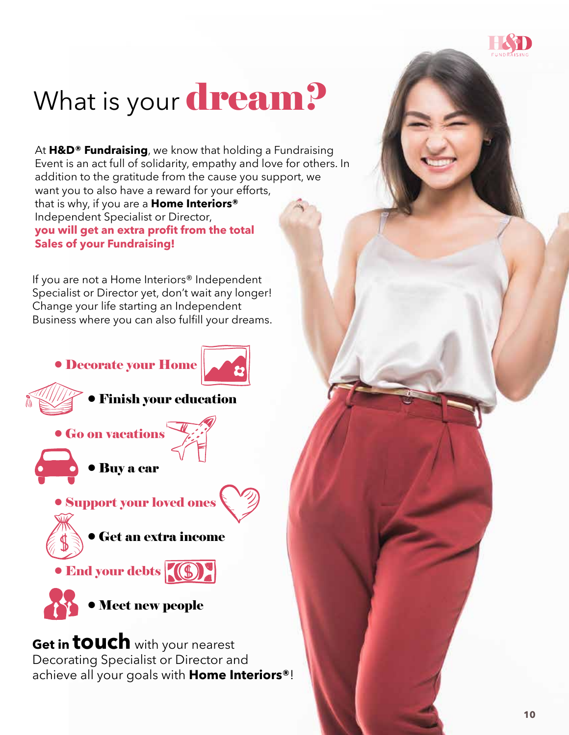# What is your **dream?**

At **H&D® Fundraising**, we know that holding a Fundraising Event is an act full of solidarity, empathy and love for others. In addition to the gratitude from the cause you support, we want you to also have a reward for your efforts, that is why, if you are a **Home Interiors®** Independent Specialist or Director, **you will get an extra profit from the total Sales of your Fundraising!**

If you are not a Home Interiors® Independent Specialist or Director yet, don't wait any longer! Change your life starting an Independent Business where you can also fulfill your dreams.

- **Decorate your Home**
- **Finish your education**
- **Go on vacations**
- **Buy a car**
- **Support your loved ones**
- **Get an extra income**
- **End your debts**
- **Meet new people**

**Get in touch** with your nearest Decorating Specialist or Director and achieve all your goals with **Home Interiors®**!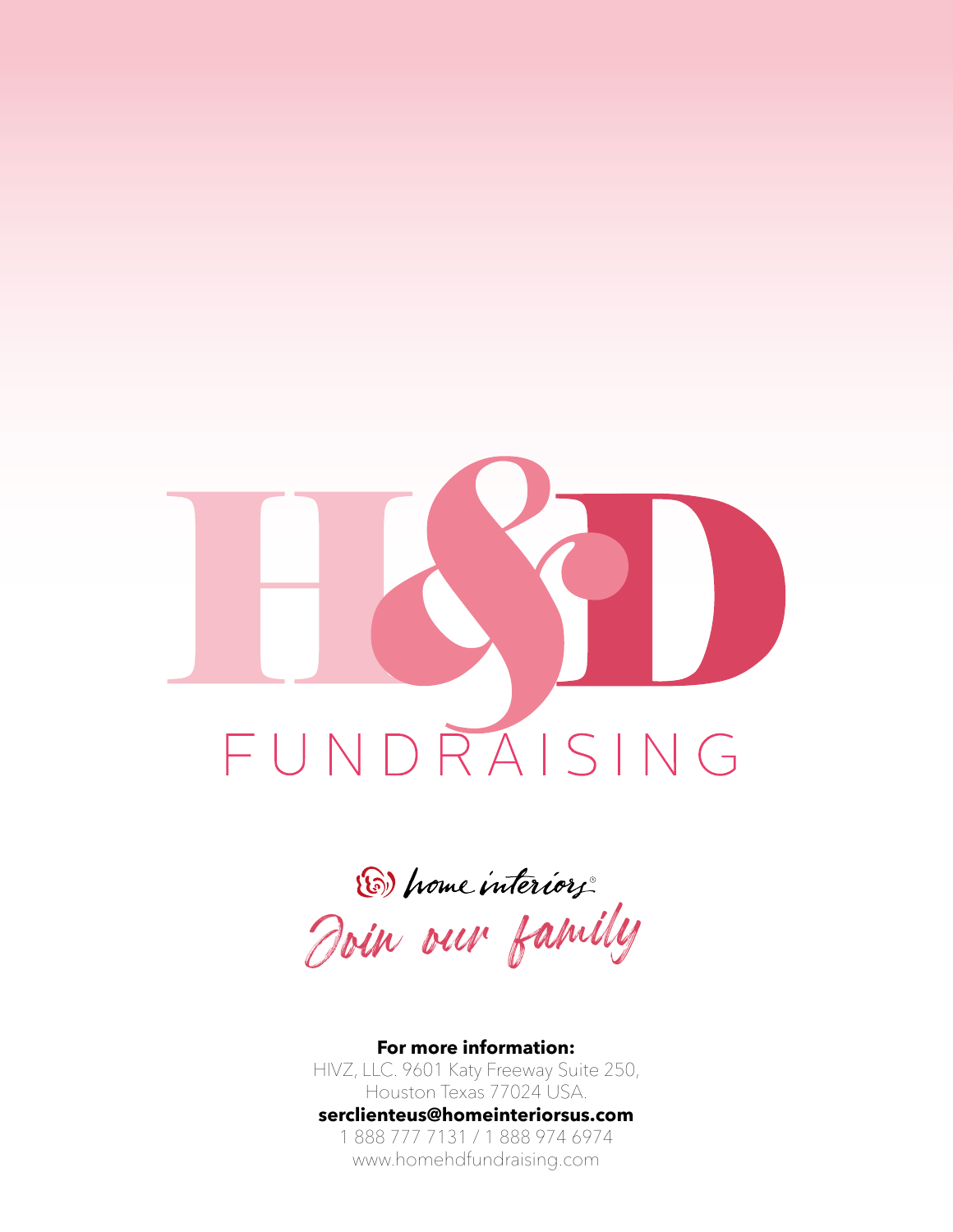# H&D

FUNDRAISING

home interiors®

Join our family

**For more information:**

HIVZ, LLC. 9601 Katy Freeway Suite 250,
Houston Texas 77024 USA.

**serclienteus@homeinteriorsus.com**

1 888 777 7131 / 1 888 974 6974

www.homehdfundraising.com